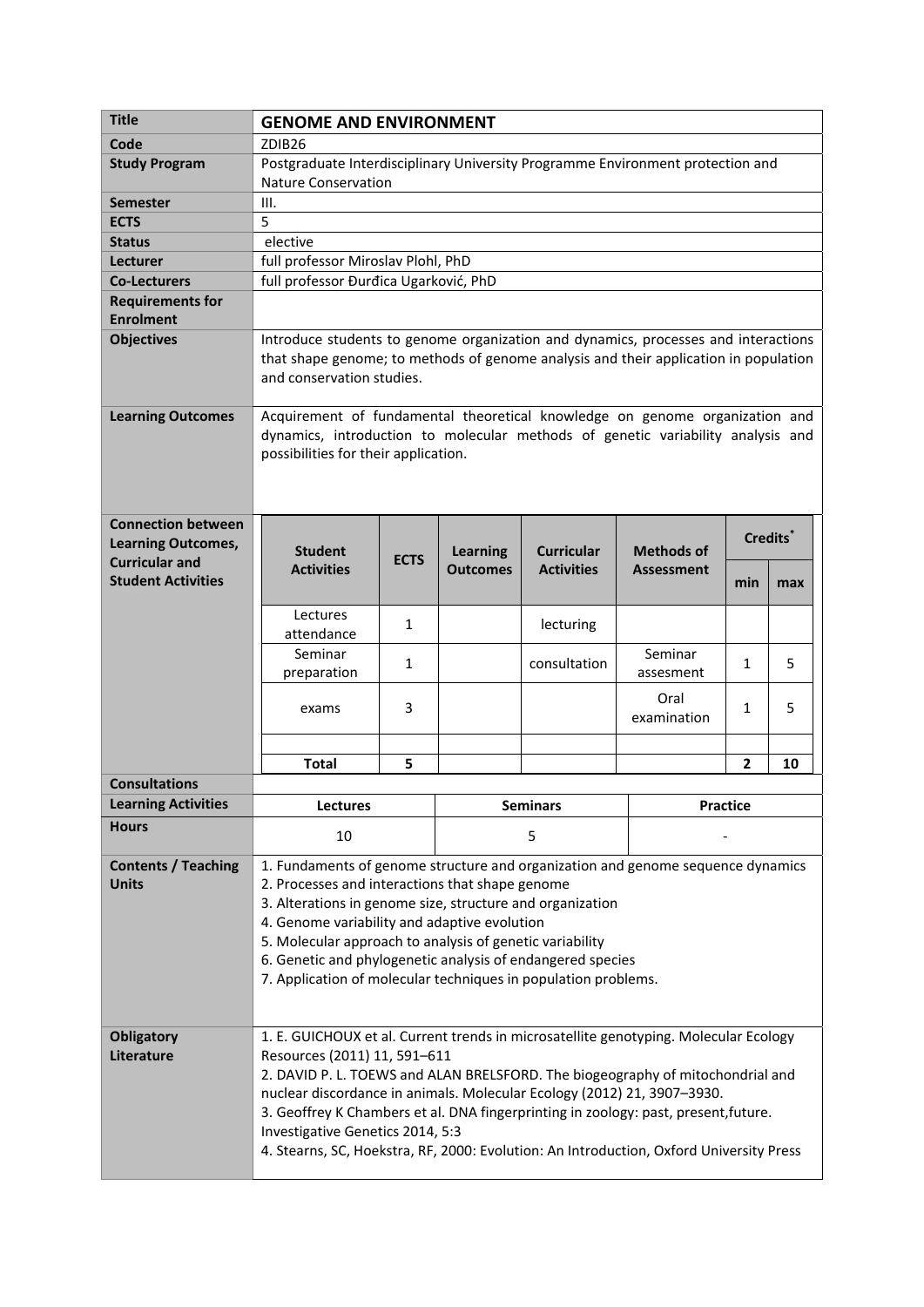| Title | **GENOME AND ENVIRONMENT** |
|---|---|
| **Code** | ZDIB26 |
| **Study Program** | Postgraduate Interdisciplinary University Programme Environment protection and Nature Conservation |
| **Semester** | III. |
| **ECTS** | 5 |
| **Status** | elective |
| **Lecturer** | full professor Miroslav Plohl, PhD |
| **Co-Lecturers** | full professor Đurđica Ugarković, PhD |
| **Requirements for Enrolment** | |
| **Objectives** | Introduce students to genome organization and dynamics, processes and interactions that shape genome; to methods of genome analysis and their application in population and conservation studies. |
| **Learning Outcomes** | Acquirement of fundamental theoretical knowledge on genome organization and dynamics, introduction to molecular methods of genetic variability analysis and possibilities for their application. |

**Connection between Learning Outcomes, Curricular and Student Activities**

| Student Activities | ECTS | Learning Outcomes | Curricular Activities | Methods of Assessment | Credits* min | Credits* max |
|---|---|---|---|---|---|---|
| Lectures attendance | 1 | | lecturing | | | |
| Seminar preparation | 1 | | consultation | Seminar assesment | 1 | 5 |
| exams | 3 | | | Oral examination | 1 | 5 |
| | | | | | | |
| **Total** | **5** | | | | **2** | **10** |

| **Consultations** | | | |
|---|---|---|---|
| **Learning Activities** | **Lectures** | **Seminars** | **Practice** |
| **Hours** | 10 | 5 | - |

**Contents / Teaching Units**

1. Fundaments of genome structure and organization and genome sequence dynamics
2. Processes and interactions that shape genome
3. Alterations in genome size, structure and organization
4. Genome variability and adaptive evolution
5. Molecular approach to analysis of genetic variability
6. Genetic and phylogenetic analysis of endangered species
7. Application of molecular techniques in population problems.

**Obligatory Literature**

1. E. GUICHOUX et al. Current trends in microsatellite genotyping. Molecular Ecology Resources (2011) 11, 591–611
2. DAVID P. L. TOEWS and ALAN BRELSFORD. The biogeography of mitochondrial and nuclear discordance in animals. Molecular Ecology (2012) 21, 3907–3930.
3. Geoffrey K Chambers et al. DNA fingerprinting in zoology: past, present,future. Investigative Genetics 2014, 5:3
4. Stearns, SC, Hoekstra, RF, 2000: Evolution: An Introduction, Oxford University Press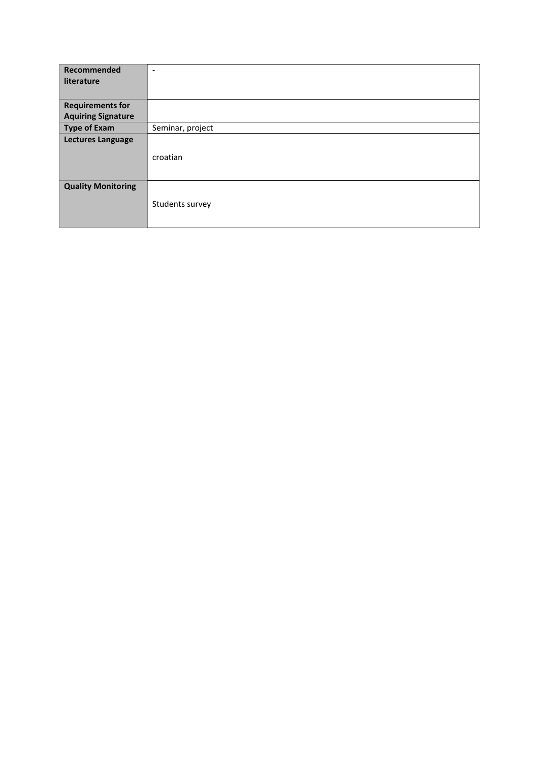| | |
|---|---|
| **Recommended literature** | - |
| **Requirements for Aquiring Signature** | |
| **Type of Exam** | Seminar, project |
| **Lectures Language** | croatian |
| **Quality Monitoring** | Students survey |